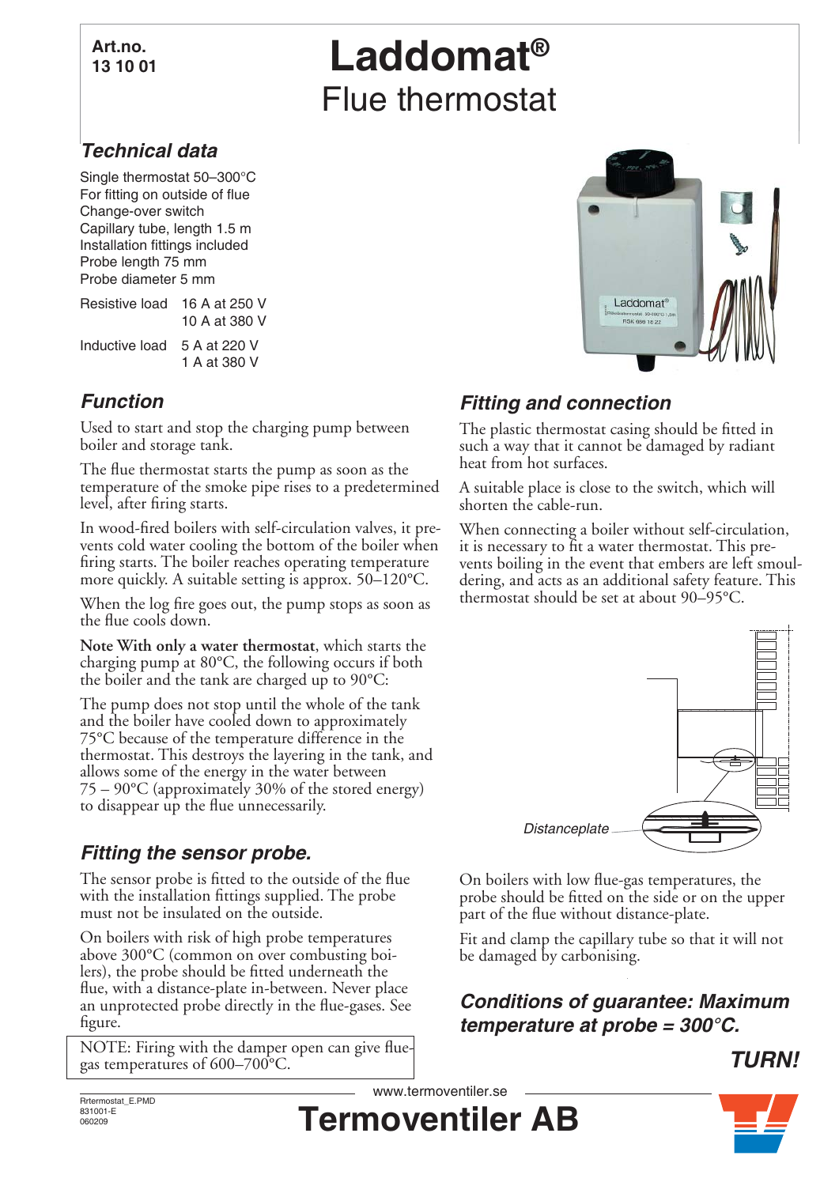**Art.no.**
**13 10 01**

# Laddomat®

## Flue thermostat

### Technical data

Single thermostat 50–300°C
For fitting on outside of flue
Change-over switch
Capillary tube, length 1.5 m
Installation fittings included
Probe length 75 mm
Probe diameter 5 mm

| | |
|---|---|
| Resistive load | 16 A at 250 V |
| | 10 A at 380 V |
| Inductive load | 5 A at 220 V |
| | 1 A at 380 V |

### Function

Used to start and stop the charging pump between boiler and storage tank.

The flue thermostat starts the pump as soon as the temperature of the smoke pipe rises to a predetermined level, after firing starts.

In wood-fired boilers with self-circulation valves, it prevents cold water cooling the bottom of the boiler when firing starts. The boiler reaches operating temperature more quickly. A suitable setting is approx. 50–120°C.

When the log fire goes out, the pump stops as soon as the flue cools down.

**Note With only a water thermostat**, which starts the charging pump at 80°C, the following occurs if both the boiler and the tank are charged up to 90°C:

The pump does not stop until the whole of the tank and the boiler have cooled down to approximately 75°C because of the temperature difference in the thermostat. This destroys the layering in the tank, and allows some of the energy in the water between 75 – 90°C (approximately 30% of the stored energy) to disappear up the flue unnecessarily.

### Fitting the sensor probe.

The sensor probe is fitted to the outside of the flue with the installation fittings supplied. The probe must not be insulated on the outside.

On boilers with risk of high probe temperatures above 300°C (common on over combusting boilers), the probe should be fitted underneath the flue, with a distance-plate in-between. Never place an unprotected probe directly in the flue-gases. See figure.

NOTE: Firing with the damper open can give flue-gas temperatures of 600–700°C.

### Fitting and connection

The plastic thermostat casing should be fitted in such a way that it cannot be damaged by radiant heat from hot surfaces.

A suitable place is close to the switch, which will shorten the cable-run.

When connecting a boiler without self-circulation, it is necessary to fit a water thermostat. This prevents boiling in the event that embers are left smouldering, and acts as an additional safety feature. This thermostat should be set at about 90–95°C.

Distanceplate

On boilers with low flue-gas temperatures, the probe should be fitted on the side or on the upper part of the flue without distance-plate.

Fit and clamp the capillary tube so that it will not be damaged by carbonising.

### Conditions of guarantee: Maximum temperature at probe = 300°C.

**TURN!**

www.termoventiler.se

Rrtermostat_E.PMD
831001-E
060209

**Termoventiler AB**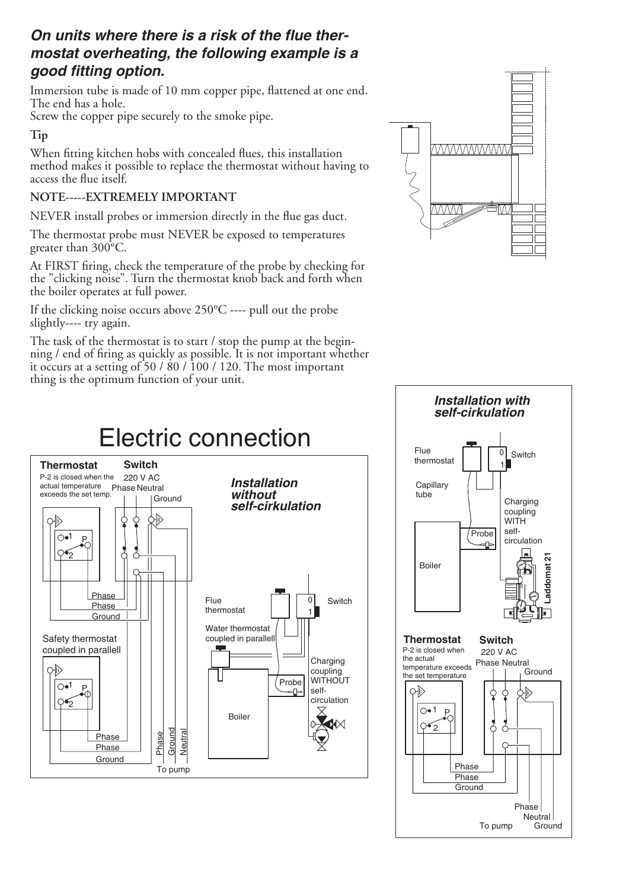### *On units where there is a risk of the flue thermostat overheating, the following example is a good fitting option.*

Immersion tube is made of 10 mm copper pipe, flattened at one end. The end has a hole.
Screw the copper pipe securely to the smoke pipe.

**Tip**

When fitting kitchen hobs with concealed flues, this installation method makes it possible to replace the thermostat without having to access the flue itself.

**NOTE-----EXTREMELY IMPORTANT**

NEVER install probes or immersion directly in the flue gas duct.

The thermostat probe must NEVER be exposed to temperatures greater than 300°C.

At FIRST firing, check the temperature of the probe by checking for the "clicking noise". Turn the thermostat knob back and forth when the boiler operates at full power.

If the clicking noise occurs above 250°C ---- pull out the probe slightly---- try again.

The task of the thermostat is to start / stop the pump at the beginning / end of firing as quickly as possible. It is not important whether it occurs at a setting of 50 / 80 / 100 / 120. The most important thing is the optimum function of your unit.

# Electric connection

**Thermostat**
P-2 is closed when the actual temperature exceeds the set temp.

**Switch**
220 V AC
Phase Neutral
Ground

***Installation without self-cirkulation***

Phase
Phase
Ground

Safety thermostat coupled in parallell

Phase
Phase
Ground

Phase
Ground
Neutral
To pump

Flue thermostat
Switch
0
1
Water thermostat coupled in parallell
Charging coupling WITHOUT self-circulation
Probe
Boiler

***Installation with self-cirkulation***

Flue thermostat
Switch
0
1
Capillary tube
Charging coupling WITH self-circulation
Probe
Boiler
Laddomat 21

**Thermostat**
P-2 is closed when the actual temperature exceeds the set temperature

**Switch**
220 V AC
Phase Neutral
Ground

Phase
Phase
Ground

Phase
Neutral
To pump
Ground